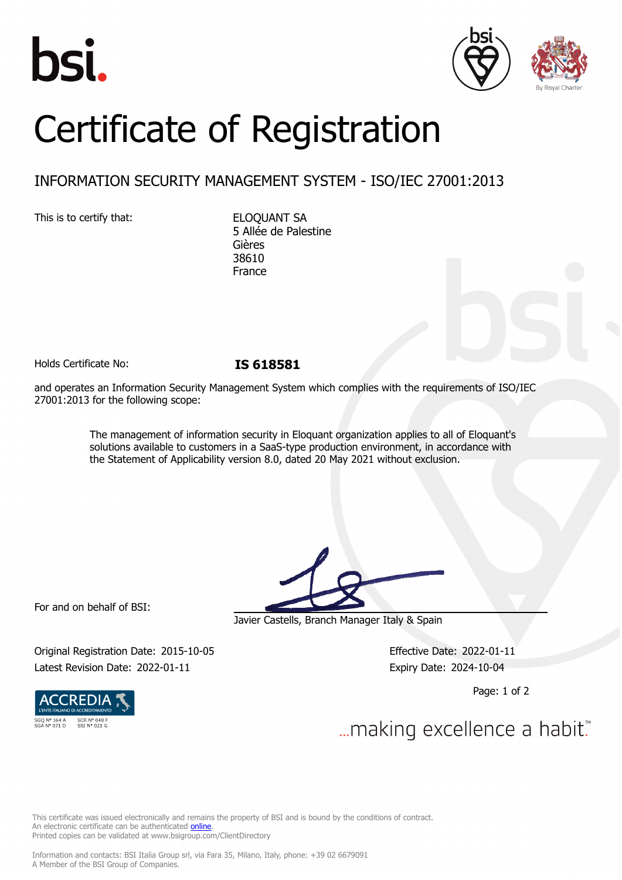bsi.

# Certificate of Registration

## INFORMATION SECURITY MANAGEMENT SYSTEM - ISO/IEC 27001:2013

This is to certify that:

ELOQUANT SA
5 Allée de Palestine
Gières
38610
France

Holds Certificate No: **IS 618581**

and operates an Information Security Management System which complies with the requirements of ISO/IEC 27001:2013 for the following scope:

> The management of information security in Eloquant organization applies to all of Eloquant's solutions available to customers in a SaaS-type production environment, in accordance with the Statement of Applicability version 8.0, dated 20 May 2021 without exclusion.

For and on behalf of BSI:

Javier Castells, Branch Manager Italy & Spain

Original Registration Date: 2015-10-05
Latest Revision Date: 2022-01-11

Effective Date: 2022-01-11
Expiry Date: 2024-10-04

ACCREDIA
L'ENTE ITALIANO DI ACCREDITAMENTO
SGQ N° 164 A SCR N° 048 F
SGA N° 071 D SSI N° 021 G

...making excellence a habit.™

This certificate was issued electronically and remains the property of BSI and is bound by the conditions of contract.
An electronic certificate can be authenticated online.
Printed copies can be validated at www.bsigroup.com/ClientDirectory

Information and contacts: BSI Italia Group srl, via Fara 35, Milano, Italy, phone: +39 02 6679091
A Member of the BSI Group of Companies.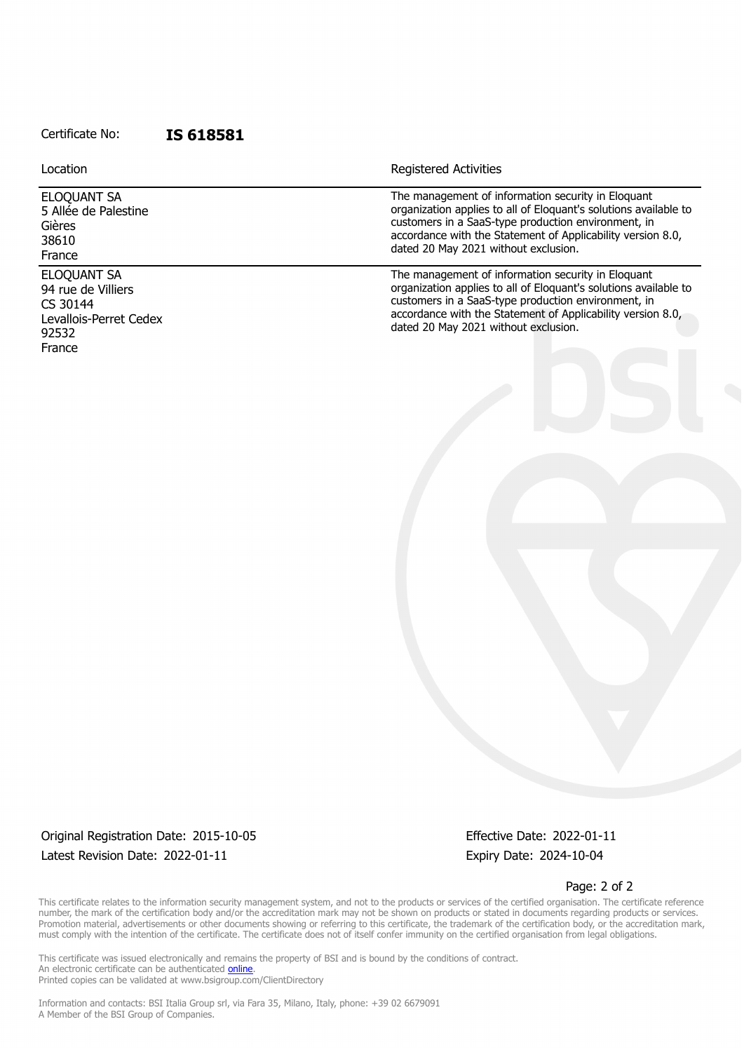Certificate No: **IS 618581**

| Location | Registered Activities |
| --- | --- |
| ELOQUANT SA<br>5 Allée de Palestine<br>Gières<br>38610<br>France | The management of information security in Eloquant organization applies to all of Eloquant's solutions available to customers in a SaaS-type production environment, in accordance with the Statement of Applicability version 8.0, dated 20 May 2021 without exclusion. |
| ELOQUANT SA<br>94 rue de Villiers<br>CS 30144<br>Levallois-Perret Cedex<br>92532<br>France | The management of information security in Eloquant organization applies to all of Eloquant's solutions available to customers in a SaaS-type production environment, in accordance with the Statement of Applicability version 8.0, dated 20 May 2021 without exclusion. |

Original Registration Date: 2015-10-05

Latest Revision Date: 2022-01-11

Effective Date: 2022-01-11

Expiry Date: 2024-10-04

This certificate relates to the information security management system, and not to the products or services of the certified organisation. The certificate reference number, the mark of the certification body and/or the accreditation mark may not be shown on products or stated in documents regarding products or services. Promotion material, advertisements or other documents showing or referring to this certificate, the trademark of the certification body, or the accreditation mark, must comply with the intention of the certificate. The certificate does not of itself confer immunity on the certified organisation from legal obligations.

This certificate was issued electronically and remains the property of BSI and is bound by the conditions of contract.
An electronic certificate can be authenticated online.
Printed copies can be validated at www.bsigroup.com/ClientDirectory

Information and contacts: BSI Italia Group srl, via Fara 35, Milano, Italy, phone: +39 02 6679091
A Member of the BSI Group of Companies.